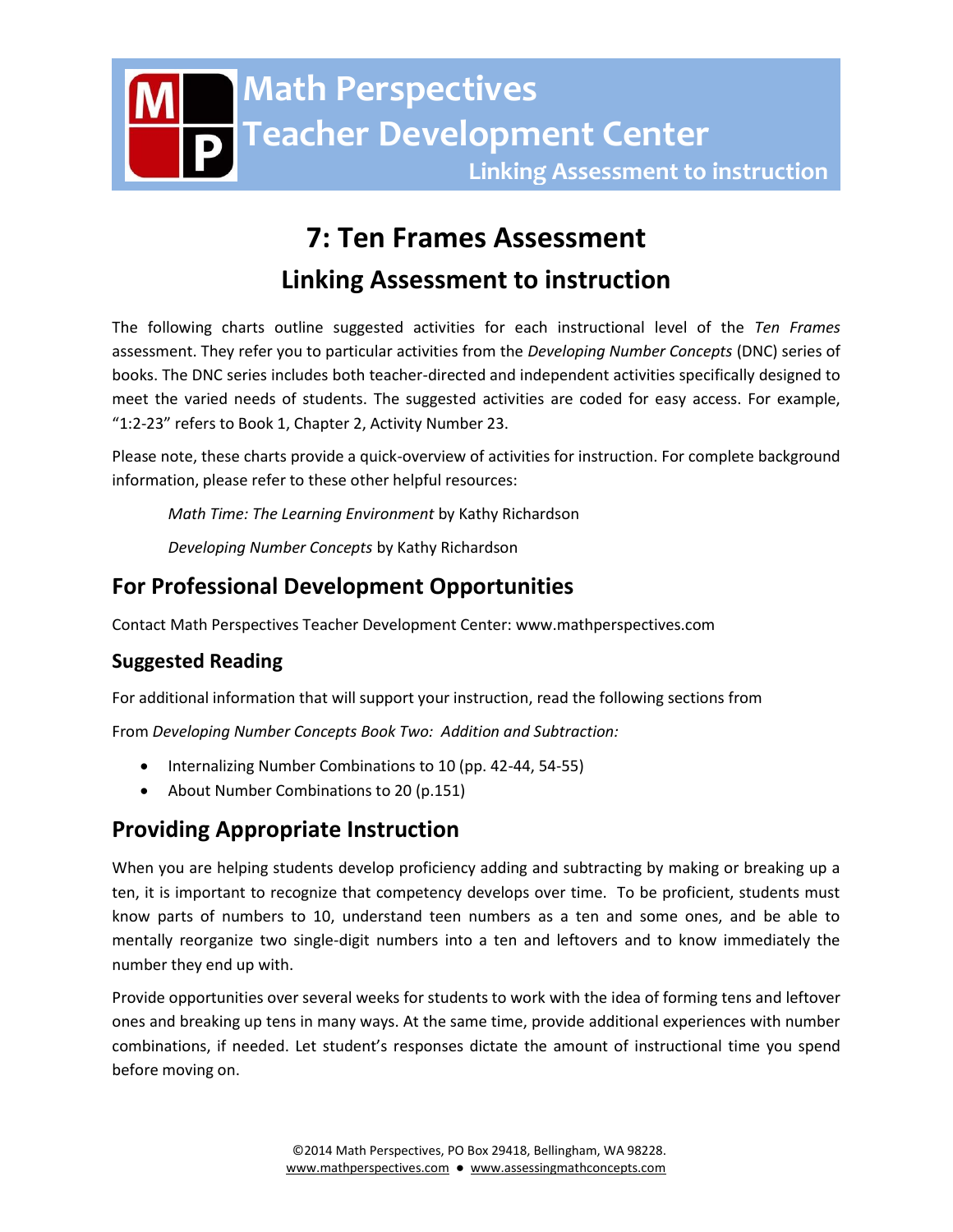# Math Perspectives Teacher Development Center

Linking Assessment to instruction

# 7: Ten Frames Assessment

## Linking Assessment to instruction

The following charts outline suggested activities for each instructional level of the *Ten Frames* assessment. They refer you to particular activities from the *Developing Number Concepts* (DNC) series of books. The DNC series includes both teacher-directed and independent activities specifically designed to meet the varied needs of students. The suggested activities are coded for easy access. For example, "1:2-23" refers to Book 1, Chapter 2, Activity Number 23.

Please note, these charts provide a quick-overview of activities for instruction. For complete background information, please refer to these other helpful resources:

*Math Time: The Learning Environment* by Kathy Richardson

*Developing Number Concepts* by Kathy Richardson

## For Professional Development Opportunities

Contact Math Perspectives Teacher Development Center: www.mathperspectives.com

### Suggested Reading

For additional information that will support your instruction, read the following sections from

From *Developing Number Concepts Book Two: Addition and Subtraction:*

- Internalizing Number Combinations to 10 (pp. 42-44, 54-55)
- About Number Combinations to 20 (p.151)

## Providing Appropriate Instruction

When you are helping students develop proficiency adding and subtracting by making or breaking up a ten, it is important to recognize that competency develops over time. To be proficient, students must know parts of numbers to 10, understand teen numbers as a ten and some ones, and be able to mentally reorganize two single-digit numbers into a ten and leftovers and to know immediately the number they end up with.

Provide opportunities over several weeks for students to work with the idea of forming tens and leftover ones and breaking up tens in many ways. At the same time, provide additional experiences with number combinations, if needed. Let student's responses dictate the amount of instructional time you spend before moving on.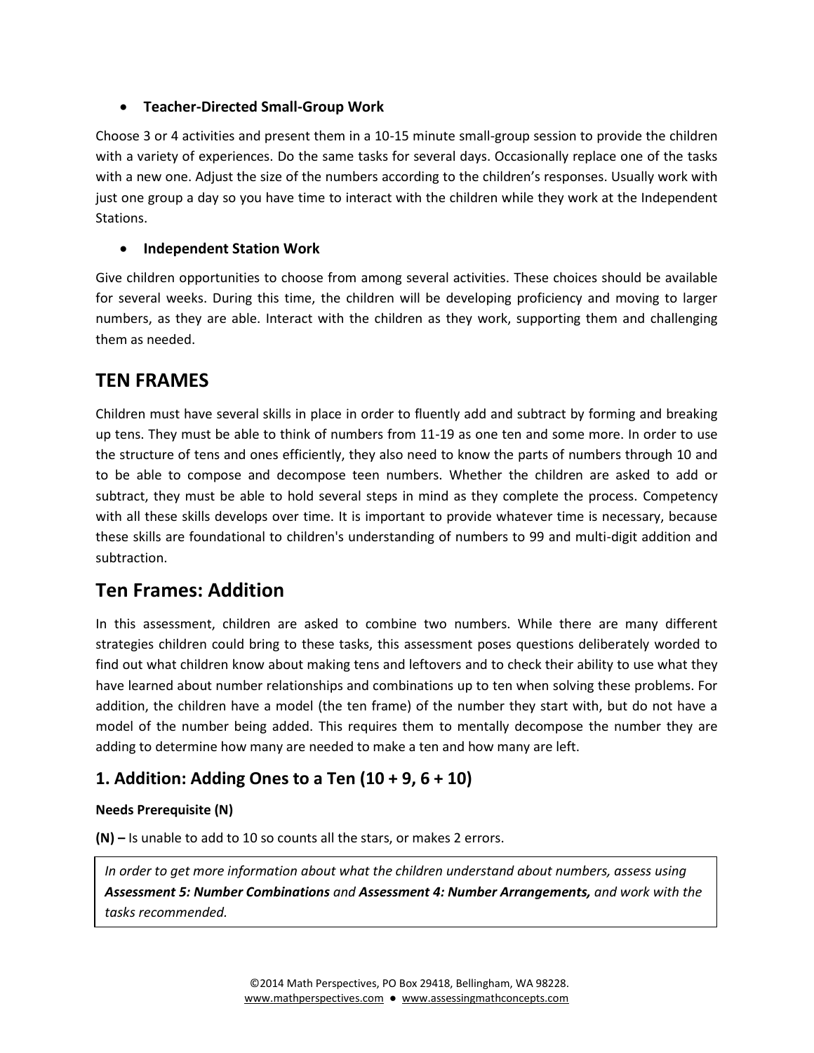- **Teacher-Directed Small-Group Work**

Choose 3 or 4 activities and present them in a 10-15 minute small-group session to provide the children with a variety of experiences. Do the same tasks for several days. Occasionally replace one of the tasks with a new one. Adjust the size of the numbers according to the children's responses. Usually work with just one group a day so you have time to interact with the children while they work at the Independent Stations.

- **Independent Station Work**

Give children opportunities to choose from among several activities. These choices should be available for several weeks. During this time, the children will be developing proficiency and moving to larger numbers, as they are able. Interact with the children as they work, supporting them and challenging them as needed.

## TEN FRAMES

Children must have several skills in place in order to fluently add and subtract by forming and breaking up tens. They must be able to think of numbers from 11-19 as one ten and some more. In order to use the structure of tens and ones efficiently, they also need to know the parts of numbers through 10 and to be able to compose and decompose teen numbers. Whether the children are asked to add or subtract, they must be able to hold several steps in mind as they complete the process. Competency with all these skills develops over time. It is important to provide whatever time is necessary, because these skills are foundational to children's understanding of numbers to 99 and multi-digit addition and subtraction.

## Ten Frames: Addition

In this assessment, children are asked to combine two numbers. While there are many different strategies children could bring to these tasks, this assessment poses questions deliberately worded to find out what children know about making tens and leftovers and to check their ability to use what they have learned about number relationships and combinations up to ten when solving these problems. For addition, the children have a model (the ten frame) of the number they start with, but do not have a model of the number being added. This requires them to mentally decompose the number they are adding to determine how many are needed to make a ten and how many are left.

### 1. Addition: Adding Ones to a Ten (10 + 9, 6 + 10)

**Needs Prerequisite (N)**

**(N) –** Is unable to add to 10 so counts all the stars, or makes 2 errors.

*In order to get more information about what the children understand about numbers, assess using* ***Assessment 5: Number Combinations*** *and* ***Assessment 4: Number Arrangements,*** *and work with the tasks recommended.*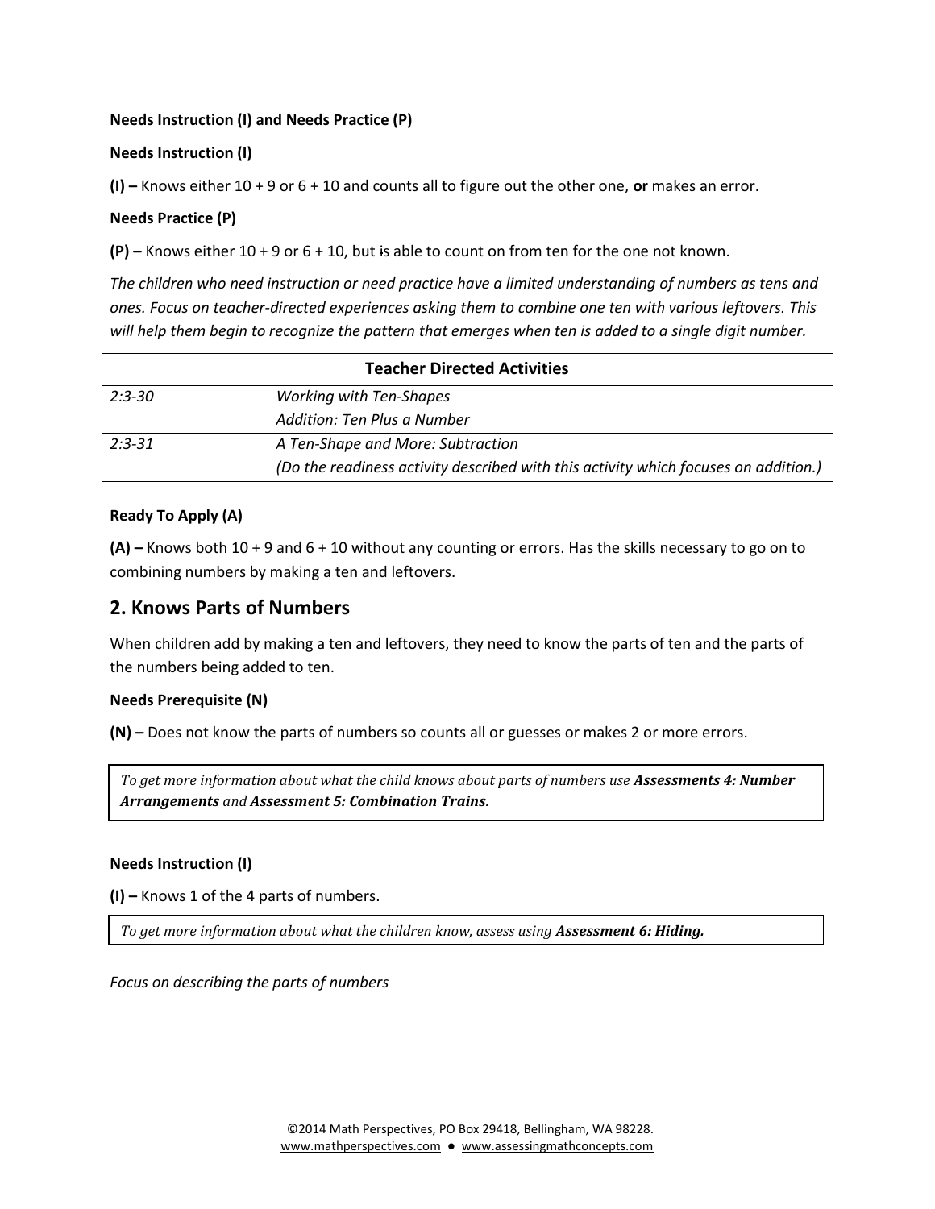**Needs Instruction (I) and Needs Practice (P)**

**Needs Instruction (I)**

**(I) –** Knows either 10 + 9 or 6 + 10 and counts all to figure out the other one, **or** makes an error.

**Needs Practice (P)**

**(P) –** Knows either 10 + 9 or 6 + 10, but is able to count on from ten for the one not known.

*The children who need instruction or need practice have a limited understanding of numbers as tens and ones. Focus on teacher-directed experiences asking them to combine one ten with various leftovers. This will help them begin to recognize the pattern that emerges when ten is added to a single digit number.*

| Teacher Directed Activities | |
|---|---|
| *2:3-30* | *Working with Ten-Shapes*<br>*Addition: Ten Plus a Number* |
| *2:3-31* | *A Ten-Shape and More: Subtraction*<br>*(Do the readiness activity described with this activity which focuses on addition.)* |

**Ready To Apply (A)**

**(A) –** Knows both 10 + 9 and 6 + 10 without any counting or errors. Has the skills necessary to go on to combining numbers by making a ten and leftovers.

## 2. Knows Parts of Numbers

When children add by making a ten and leftovers, they need to know the parts of ten and the parts of the numbers being added to ten.

**Needs Prerequisite (N)**

**(N) –** Does not know the parts of numbers so counts all or guesses or makes 2 or more errors.

*To get more information about what the child knows about parts of numbers use **Assessments 4: Number Arrangements** and **Assessment 5: Combination Trains**.*

**Needs Instruction (I)**

**(I) –** Knows 1 of the 4 parts of numbers.

*To get more information about what the children know, assess using **Assessment 6: Hiding.***

*Focus on describing the parts of numbers*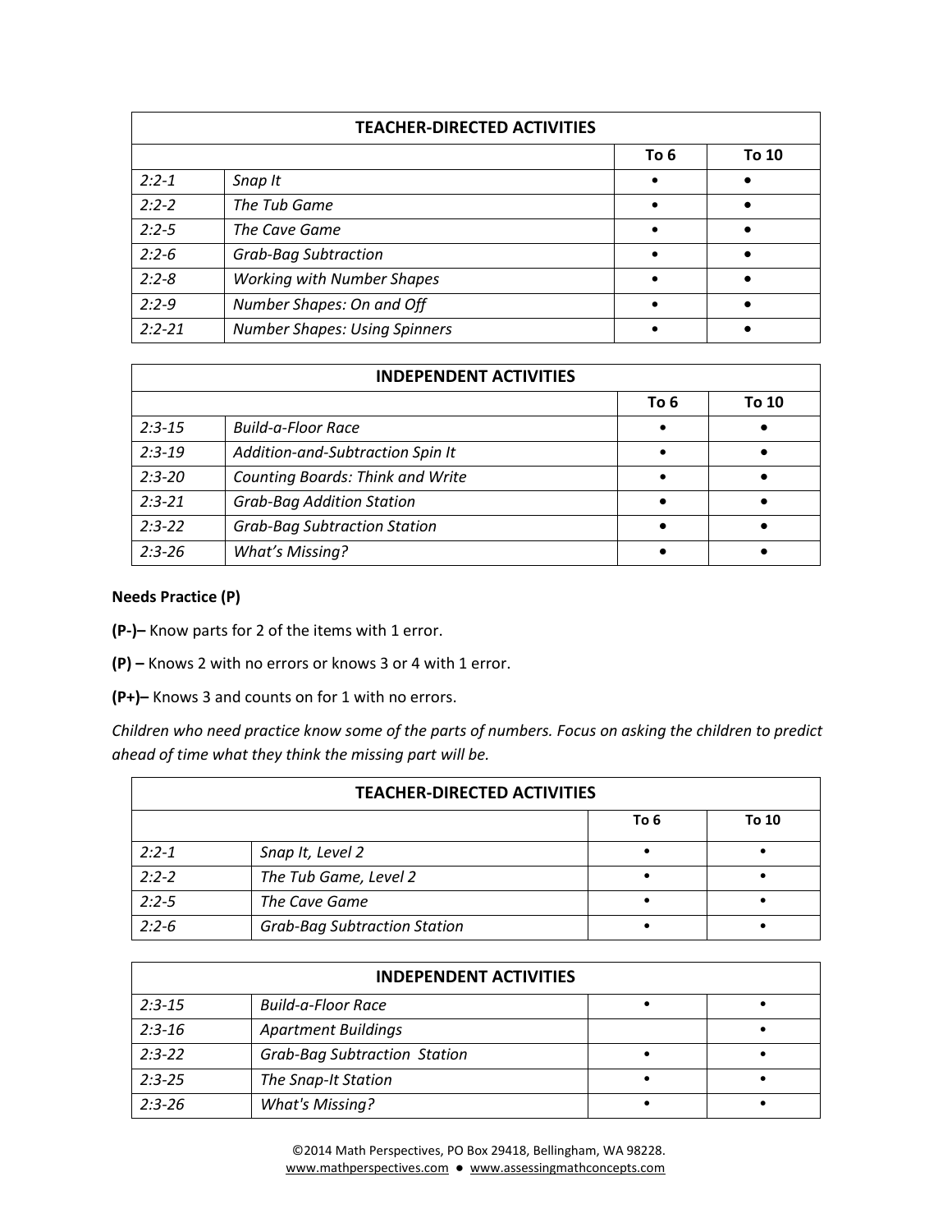| TEACHER-DIRECTED ACTIVITIES | | | |
|---|---|---|---|
| | | **To 6** | **To 10** |
| *2:2-1* | *Snap It* | • | • |
| *2:2-2* | *The Tub Game* | • | • |
| *2:2-5* | *The Cave Game* | • | • |
| *2:2-6* | *Grab-Bag Subtraction* | • | • |
| *2:2-8* | *Working with Number Shapes* | • | • |
| *2:2-9* | *Number Shapes: On and Off* | • | • |
| *2:2-21* | *Number Shapes: Using Spinners* | • | • |

| INDEPENDENT ACTIVITIES | | | |
|---|---|---|---|
| | | **To 6** | **To 10** |
| *2:3-15* | *Build-a-Floor Race* | • | • |
| *2:3-19* | *Addition-and-Subtraction Spin It* | • | • |
| *2:3-20* | *Counting Boards: Think and Write* | • | • |
| *2:3-21* | *Grab-Bag Addition Station* | • | • |
| *2:3-22* | *Grab-Bag Subtraction Station* | • | • |
| *2:3-26* | *What's Missing?* | • | • |

**Needs Practice (P)**

**(P-)–** Know parts for 2 of the items with 1 error.

**(P) –** Knows 2 with no errors or knows 3 or 4 with 1 error.

**(P+)–** Knows 3 and counts on for 1 with no errors.

*Children who need practice know some of the parts of numbers. Focus on asking the children to predict ahead of time what they think the missing part will be.*

| TEACHER-DIRECTED ACTIVITIES | | | |
|---|---|---|---|
| | | **To 6** | **To 10** |
| *2:2-1* | *Snap It, Level 2* | • | • |
| *2:2-2* | *The Tub Game, Level 2* | • | • |
| *2:2-5* | *The Cave Game* | • | • |
| *2:2-6* | *Grab-Bag Subtraction Station* | • | • |

| INDEPENDENT ACTIVITIES | | | |
|---|---|---|---|
| *2:3-15* | *Build-a-Floor Race* | • | • |
| *2:3-16* | *Apartment Buildings* | | • |
| *2:3-22* | *Grab-Bag Subtraction Station* | • | • |
| *2:3-25* | *The Snap-It Station* | • | • |
| *2:3-26* | *What's Missing?* | • | • |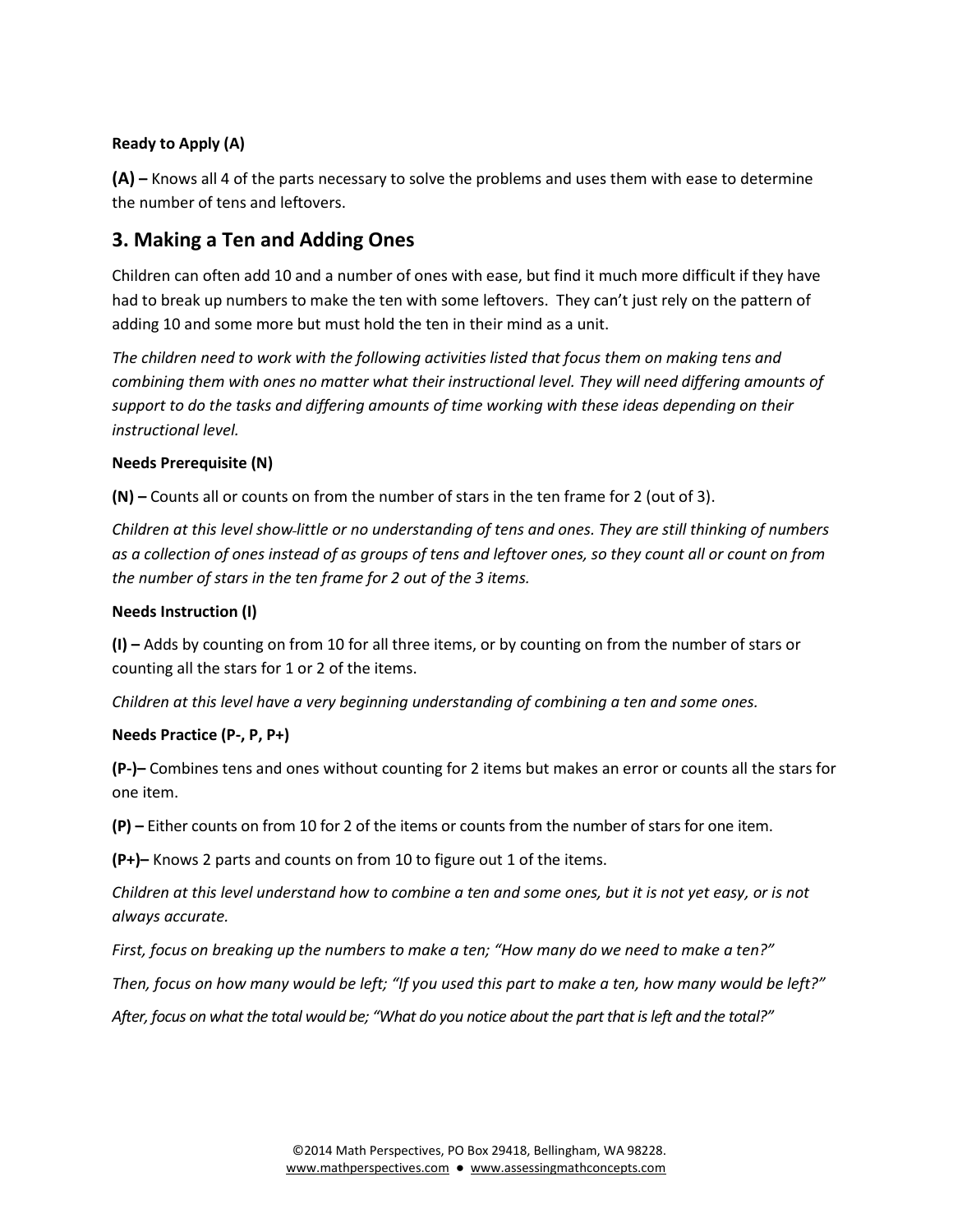**Ready to Apply (A)**

**(A) –** Knows all 4 of the parts necessary to solve the problems and uses them with ease to determine the number of tens and leftovers.

## 3. Making a Ten and Adding Ones

Children can often add 10 and a number of ones with ease, but find it much more difficult if they have had to break up numbers to make the ten with some leftovers. They can't just rely on the pattern of adding 10 and some more but must hold the ten in their mind as a unit.

*The children need to work with the following activities listed that focus them on making tens and combining them with ones no matter what their instructional level. They will need differing amounts of support to do the tasks and differing amounts of time working with these ideas depending on their instructional level.*

**Needs Prerequisite (N)**

**(N) –** Counts all or counts on from the number of stars in the ten frame for 2 (out of 3).

*Children at this level show little or no understanding of tens and ones. They are still thinking of numbers as a collection of ones instead of as groups of tens and leftover ones, so they count all or count on from the number of stars in the ten frame for 2 out of the 3 items.*

**Needs Instruction (I)**

**(I) –** Adds by counting on from 10 for all three items, or by counting on from the number of stars or counting all the stars for 1 or 2 of the items.

*Children at this level have a very beginning understanding of combining a ten and some ones.*

**Needs Practice (P-, P, P+)**

**(P-)–** Combines tens and ones without counting for 2 items but makes an error or counts all the stars for one item.

**(P) –** Either counts on from 10 for 2 of the items or counts from the number of stars for one item.

**(P+)–** Knows 2 parts and counts on from 10 to figure out 1 of the items.

*Children at this level understand how to combine a ten and some ones, but it is not yet easy, or is not always accurate.*

*First, focus on breaking up the numbers to make a ten; "How many do we need to make a ten?"*

*Then, focus on how many would be left; "If you used this part to make a ten, how many would be left?"*

*After, focus on what the total would be; "What do you notice about the part that is left and the total?"*

©2014 Math Perspectives, PO Box 29418, Bellingham, WA 98228.
www.mathperspectives.com ● www.assessingmathconcepts.com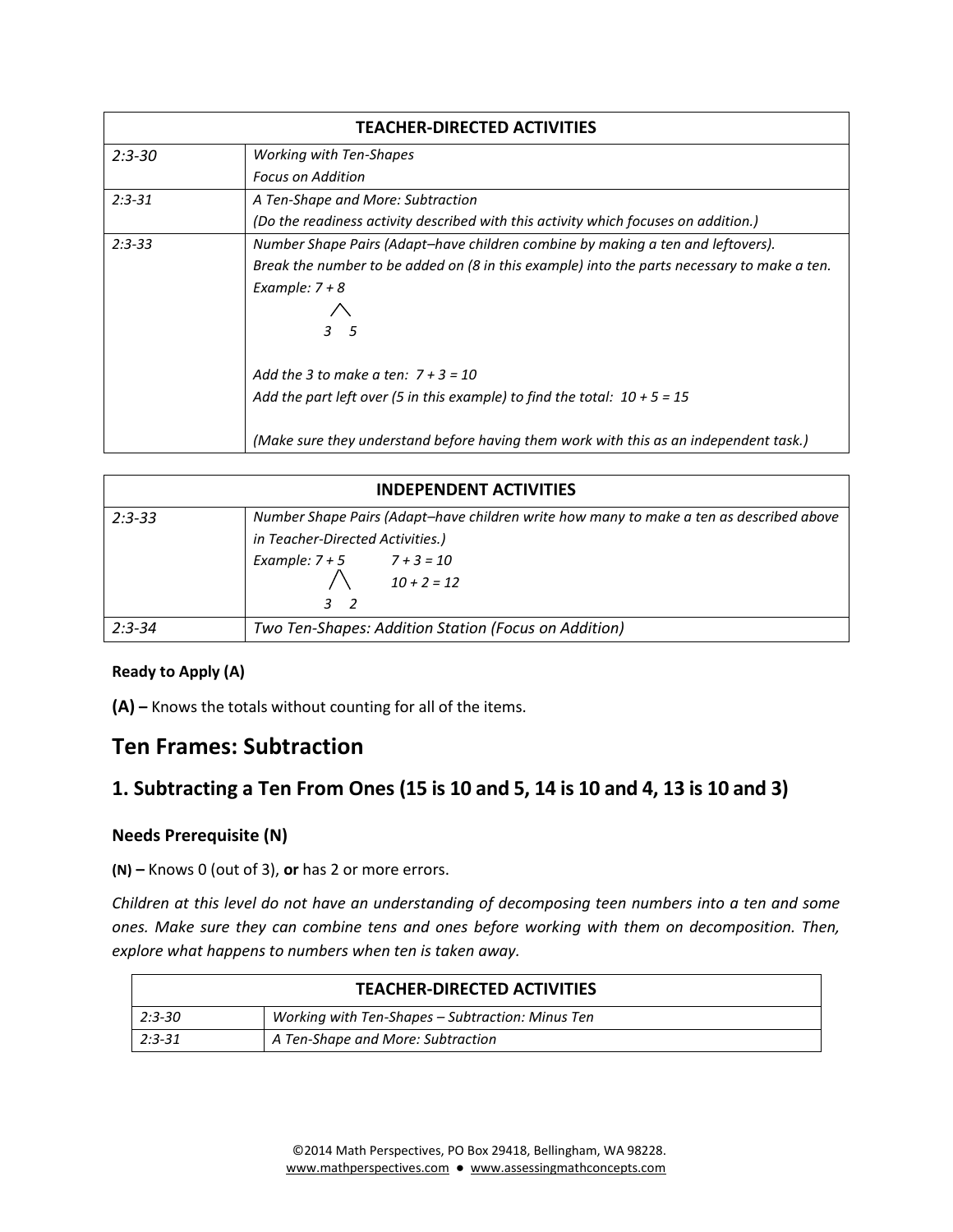| TEACHER-DIRECTED ACTIVITIES | |
|---|---|
| *2:3-30* | *Working with Ten-Shapes*<br>*Focus on Addition* |
| *2:3-31* | *A Ten-Shape and More: Subtraction*<br>*(Do the readiness activity described with this activity which focuses on addition.)* |
| *2:3-33* | *Number Shape Pairs (Adapt–have children combine by making a ten and leftovers).*<br>*Break the number to be added on (8 in this example) into the parts necessary to make a ten.*<br>*Example: 7 + 8*<br>*/\\*<br>*3 5*<br><br>*Add the 3 to make a ten: 7 + 3 = 10*<br>*Add the part left over (5 in this example) to find the total: 10 + 5 = 15*<br><br>*(Make sure they understand before having them work with this as an independent task.)* |

| INDEPENDENT ACTIVITIES | |
|---|---|
| *2:3-33* | *Number Shape Pairs (Adapt–have children write how many to make a ten as described above in Teacher-Directed Activities.)*<br>*Example: 7 + 5   7 + 3 = 10*<br>*/\\   10 + 2 = 12*<br>*3 2* |
| *2:3-34* | *Two Ten-Shapes: Addition Station (Focus on Addition)* |

**Ready to Apply (A)**

**(A) –** Knows the totals without counting for all of the items.

## Ten Frames: Subtraction

## 1. Subtracting a Ten From Ones (15 is 10 and 5, 14 is 10 and 4, 13 is 10 and 3)

### Needs Prerequisite (N)

**(N) –** Knows 0 (out of 3), **or** has 2 or more errors.

*Children at this level do not have an understanding of decomposing teen numbers into a ten and some ones. Make sure they can combine tens and ones before working with them on decomposition. Then, explore what happens to numbers when ten is taken away.*

| TEACHER-DIRECTED ACTIVITIES | |
|---|---|
| *2:3-30* | *Working with Ten-Shapes – Subtraction: Minus Ten* |
| *2:3-31* | *A Ten-Shape and More: Subtraction* |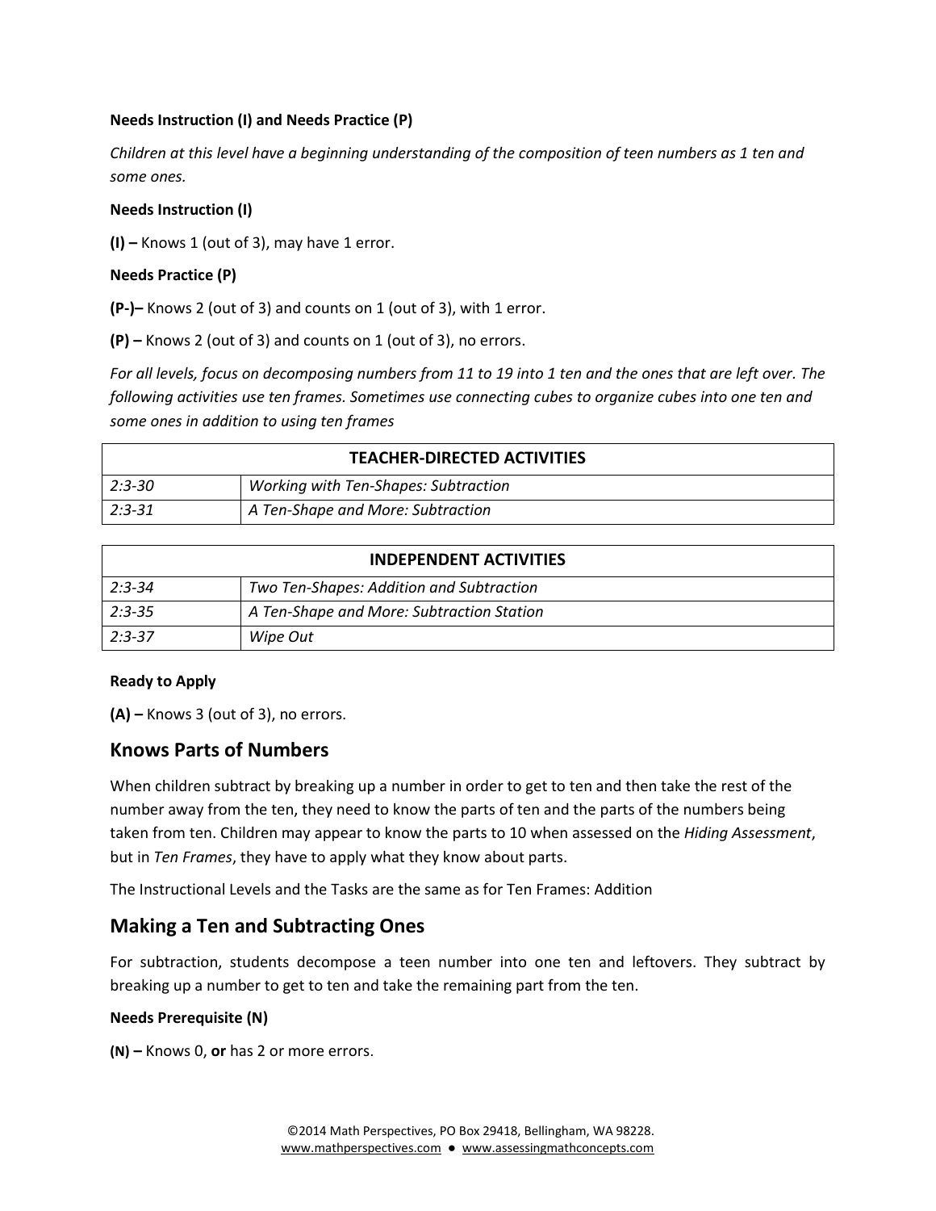**Needs Instruction (I) and Needs Practice (P)**

*Children at this level have a beginning understanding of the composition of teen numbers as 1 ten and some ones.*

**Needs Instruction (I)**

**(I) –** Knows 1 (out of 3), may have 1 error.

**Needs Practice (P)**

**(P-)–** Knows 2 (out of 3) and counts on 1 (out of 3), with 1 error.

**(P) –** Knows 2 (out of 3) and counts on 1 (out of 3), no errors.

*For all levels, focus on decomposing numbers from 11 to 19 into 1 ten and the ones that are left over. The following activities use ten frames. Sometimes use connecting cubes to organize cubes into one ten and some ones in addition to using ten frames*

| TEACHER-DIRECTED ACTIVITIES | |
|---|---|
| *2:3-30* | *Working with Ten-Shapes: Subtraction* |
| *2:3-31* | *A Ten-Shape and More: Subtraction* |

| INDEPENDENT ACTIVITIES | |
|---|---|
| *2:3-34* | *Two Ten-Shapes: Addition and Subtraction* |
| *2:3-35* | *A Ten-Shape and More: Subtraction Station* |
| *2:3-37* | *Wipe Out* |

**Ready to Apply**

**(A) –** Knows 3 (out of 3), no errors.

## Knows Parts of Numbers

When children subtract by breaking up a number in order to get to ten and then take the rest of the number away from the ten, they need to know the parts of ten and the parts of the numbers being taken from ten. Children may appear to know the parts to 10 when assessed on the *Hiding Assessment*, but in *Ten Frames*, they have to apply what they know about parts.

The Instructional Levels and the Tasks are the same as for Ten Frames: Addition

## Making a Ten and Subtracting Ones

For subtraction, students decompose a teen number into one ten and leftovers. They subtract by breaking up a number to get to ten and take the remaining part from the ten.

**Needs Prerequisite (N)**

**(N) –** Knows 0, **or** has 2 or more errors.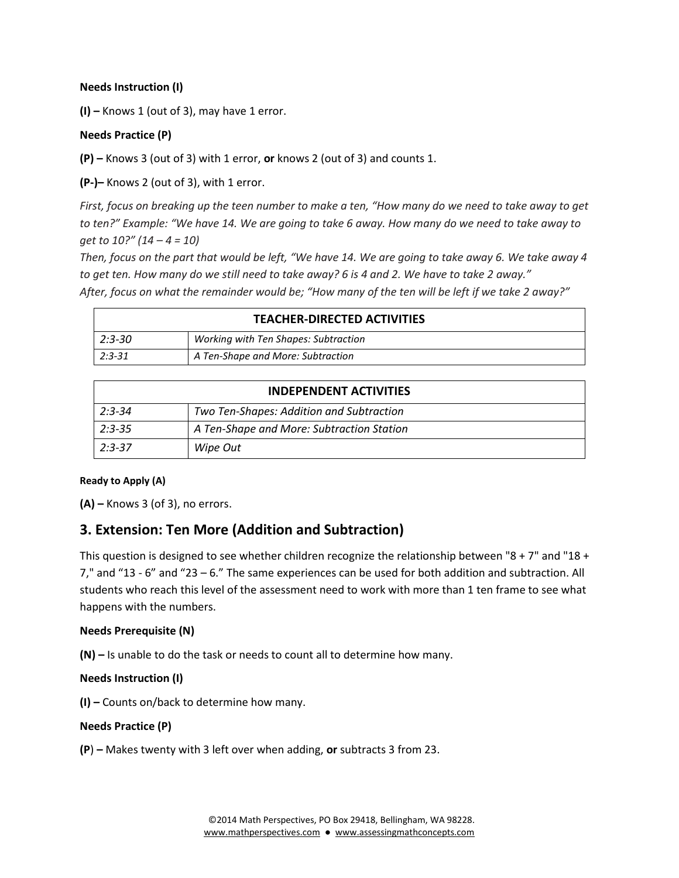**Needs Instruction (I)**

**(I) –** Knows 1 (out of 3), may have 1 error.

**Needs Practice (P)**

**(P) –** Knows 3 (out of 3) with 1 error, **or** knows 2 (out of 3) and counts 1.

**(P-)–** Knows 2 (out of 3), with 1 error.

*First, focus on breaking up the teen number to make a ten, "How many do we need to take away to get to ten?" Example: "We have 14. We are going to take 6 away. How many do we need to take away to get to 10?" (14 – 4 = 10)*
*Then, focus on the part that would be left, "We have 14. We are going to take away 6. We take away 4 to get ten. How many do we still need to take away? 6 is 4 and 2. We have to take 2 away."*
*After, focus on what the remainder would be; "How many of the ten will be left if we take 2 away?"*

| TEACHER-DIRECTED ACTIVITIES | |
|---|---|
| *2:3-30* | *Working with Ten Shapes: Subtraction* |
| *2:3-31* | *A Ten-Shape and More: Subtraction* |

| INDEPENDENT ACTIVITIES | |
|---|---|
| *2:3-34* | *Two Ten-Shapes: Addition and Subtraction* |
| *2:3-35* | *A Ten-Shape and More: Subtraction Station* |
| *2:3-37* | *Wipe Out* |

**Ready to Apply (A)**

**(A) –** Knows 3 (of 3), no errors.

## 3. Extension: Ten More (Addition and Subtraction)

This question is designed to see whether children recognize the relationship between "8 + 7" and "18 + 7," and "13 - 6" and "23 – 6." The same experiences can be used for both addition and subtraction. All students who reach this level of the assessment need to work with more than 1 ten frame to see what happens with the numbers.

**Needs Prerequisite (N)**

**(N) –** Is unable to do the task or needs to count all to determine how many.

**Needs Instruction (I)**

**(I) –** Counts on/back to determine how many.

**Needs Practice (P)**

**(P) –** Makes twenty with 3 left over when adding, **or** subtracts 3 from 23.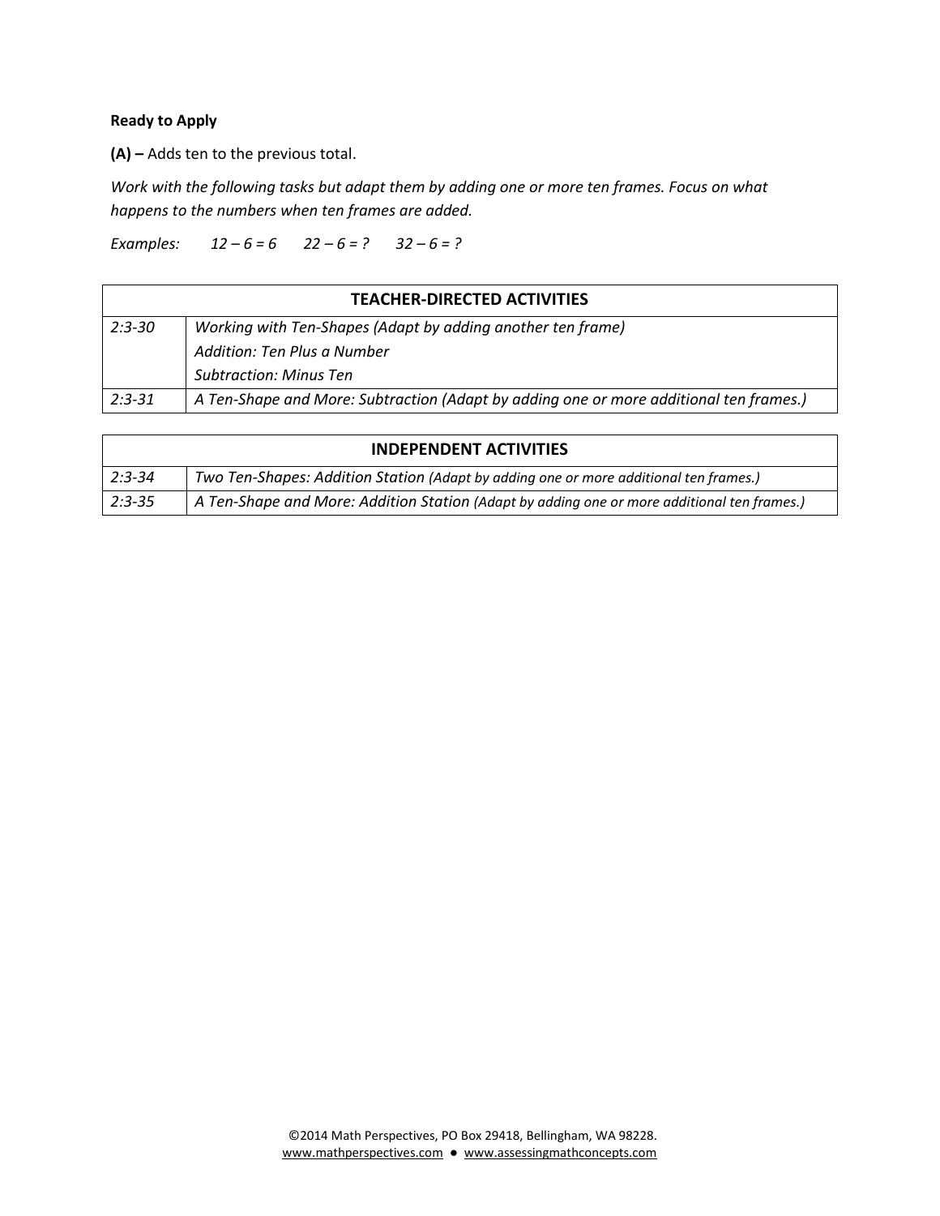**Ready to Apply**

**(A) –** Adds ten to the previous total.

*Work with the following tasks but adapt them by adding one or more ten frames. Focus on what happens to the numbers when ten frames are added.*

*Examples:* &nbsp;&nbsp;&nbsp; *12 – 6 = 6* &nbsp;&nbsp;&nbsp; *22 – 6 = ?* &nbsp;&nbsp;&nbsp; *32 – 6 = ?*

| TEACHER-DIRECTED ACTIVITIES | |
|---|---|
| *2:3-30* | *Working with Ten-Shapes (Adapt by adding another ten frame)*<br>*Addition: Ten Plus a Number*<br>*Subtraction: Minus Ten* |
| *2:3-31* | *A Ten-Shape and More: Subtraction (Adapt by adding one or more additional ten frames.)* |

| INDEPENDENT ACTIVITIES | |
|---|---|
| *2:3-34* | *Two Ten-Shapes: Addition Station (Adapt by adding one or more additional ten frames.)* |
| *2:3-35* | *A Ten-Shape and More: Addition Station (Adapt by adding one or more additional ten frames.)* |

©2014 Math Perspectives, PO Box 29418, Bellingham, WA 98228.
www.mathperspectives.com ● www.assessingmathconcepts.com